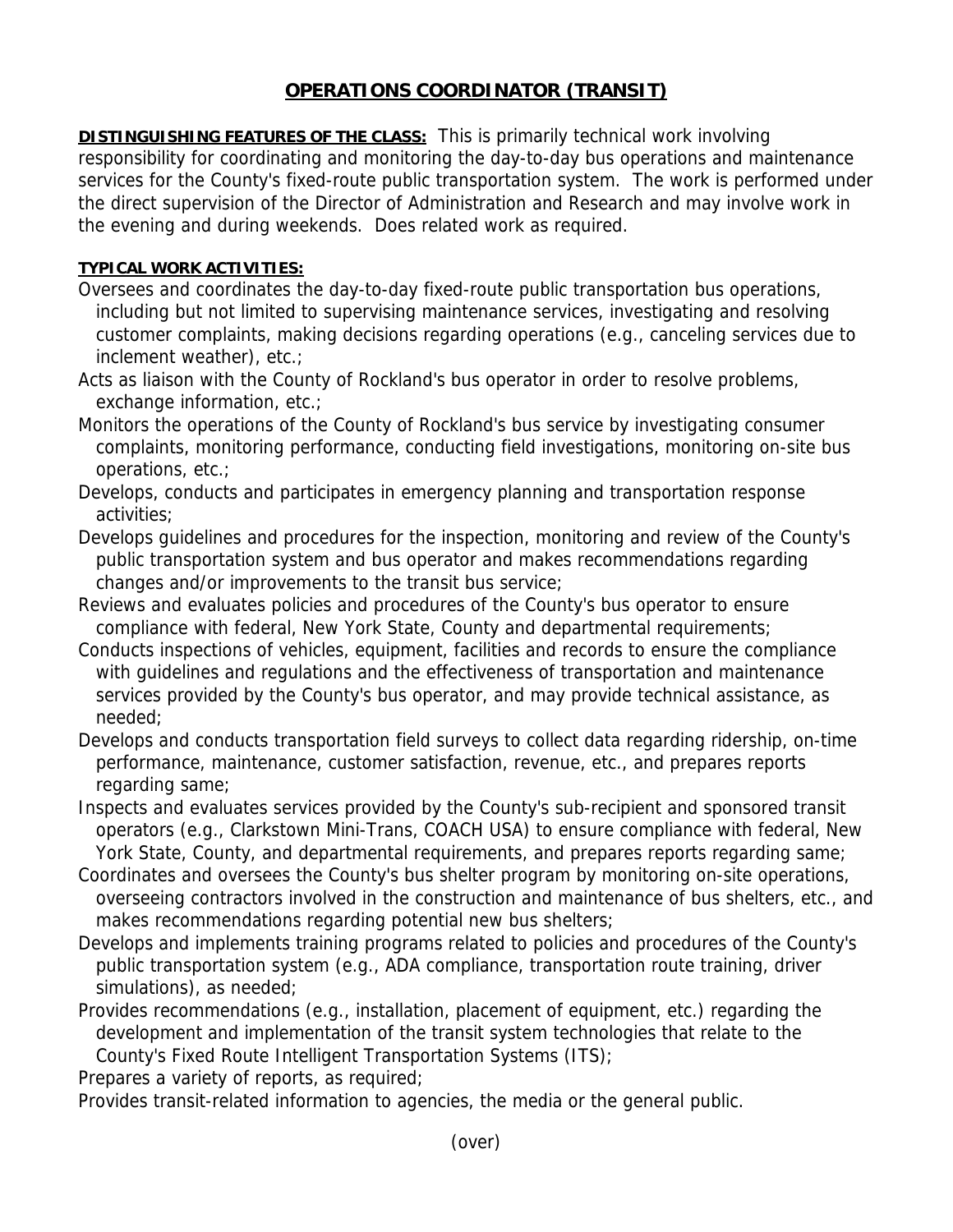# OPERATIONS COORDINATOR (TRANSIT)

**DISTINGUISHING FEATURES OF THE CLASS:** This is primarily technical work involving responsibility for coordinating and monitoring the day-to-day bus operations and maintenance services for the County's fixed-route public transportation system. The work is performed under the direct supervision of the Director of Administration and Research and may involve work in the evening and during weekends. Does related work as required.

**TYPICAL WORK ACTIVITIES:**

Oversees and coordinates the day-to-day fixed-route public transportation bus operations, including but not limited to supervising maintenance services, investigating and resolving customer complaints, making decisions regarding operations (e.g., canceling services due to inclement weather), etc.;

Acts as liaison with the County of Rockland's bus operator in order to resolve problems, exchange information, etc.;

Monitors the operations of the County of Rockland's bus service by investigating consumer complaints, monitoring performance, conducting field investigations, monitoring on-site bus operations, etc.;

Develops, conducts and participates in emergency planning and transportation response activities;

Develops guidelines and procedures for the inspection, monitoring and review of the County's public transportation system and bus operator and makes recommendations regarding changes and/or improvements to the transit bus service;

Reviews and evaluates policies and procedures of the County's bus operator to ensure compliance with federal, New York State, County and departmental requirements;

Conducts inspections of vehicles, equipment, facilities and records to ensure the compliance with guidelines and regulations and the effectiveness of transportation and maintenance services provided by the County's bus operator, and may provide technical assistance, as needed;

Develops and conducts transportation field surveys to collect data regarding ridership, on-time performance, maintenance, customer satisfaction, revenue, etc., and prepares reports regarding same;

Inspects and evaluates services provided by the County's sub-recipient and sponsored transit operators (e.g., Clarkstown Mini-Trans, COACH USA) to ensure compliance with federal, New York State, County, and departmental requirements, and prepares reports regarding same;

Coordinates and oversees the County's bus shelter program by monitoring on-site operations, overseeing contractors involved in the construction and maintenance of bus shelters, etc., and makes recommendations regarding potential new bus shelters;

Develops and implements training programs related to policies and procedures of the County's public transportation system (e.g., ADA compliance, transportation route training, driver simulations), as needed;

Provides recommendations (e.g., installation, placement of equipment, etc.) regarding the development and implementation of the transit system technologies that relate to the County's Fixed Route Intelligent Transportation Systems (ITS);

Prepares a variety of reports, as required;

Provides transit-related information to agencies, the media or the general public.

(over)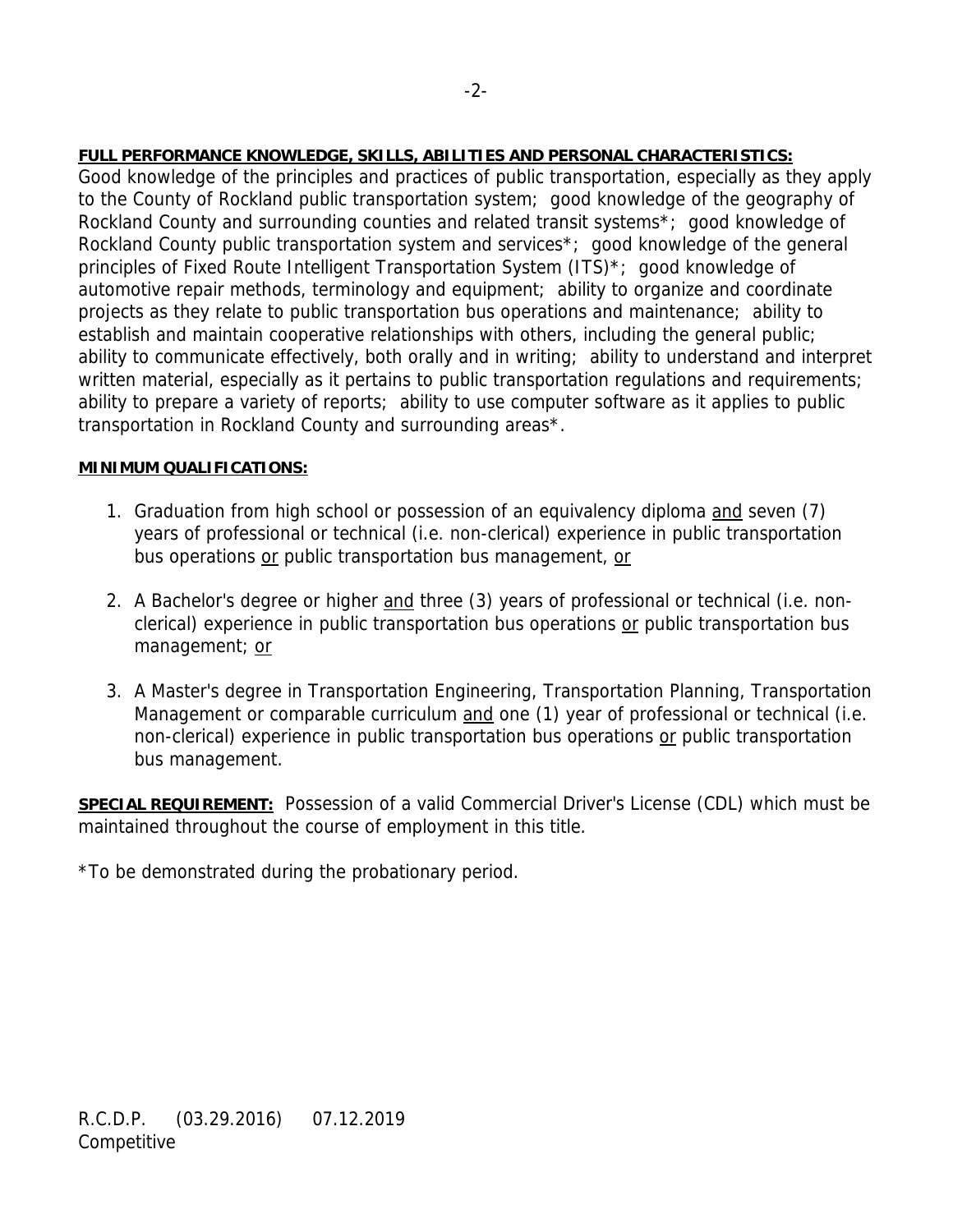**FULL PERFORMANCE KNOWLEDGE, SKILLS, ABILITIES AND PERSONAL CHARACTERISTICS:** Good knowledge of the principles and practices of public transportation, especially as they apply to the County of Rockland public transportation system; good knowledge of the geography of Rockland County and surrounding counties and related transit systems*; good knowledge of Rockland County public transportation system and services*; good knowledge of the general principles of Fixed Route Intelligent Transportation System (ITS)*; good knowledge of automotive repair methods, terminology and equipment; ability to organize and coordinate projects as they relate to public transportation bus operations and maintenance; ability to establish and maintain cooperative relationships with others, including the general public; ability to communicate effectively, both orally and in writing; ability to understand and interpret written material, especially as it pertains to public transportation regulations and requirements; ability to prepare a variety of reports; ability to use computer software as it applies to public transportation in Rockland County and surrounding areas*.

**MINIMUM QUALIFICATIONS:**

1. Graduation from high school or possession of an equivalency diploma and seven (7) years of professional or technical (i.e. non-clerical) experience in public transportation bus operations or public transportation bus management, or

2. A Bachelor's degree or higher and three (3) years of professional or technical (i.e. non-clerical) experience in public transportation bus operations or public transportation bus management; or

3. A Master's degree in Transportation Engineering, Transportation Planning, Transportation Management or comparable curriculum and one (1) year of professional or technical (i.e. non-clerical) experience in public transportation bus operations or public transportation bus management.

**SPECIAL REQUIREMENT:** Possession of a valid Commercial Driver's License (CDL) which must be maintained throughout the course of employment in this title.

*To be demonstrated during the probationary period.

R.C.D.P. (03.29.2016) 07.12.2019
Competitive